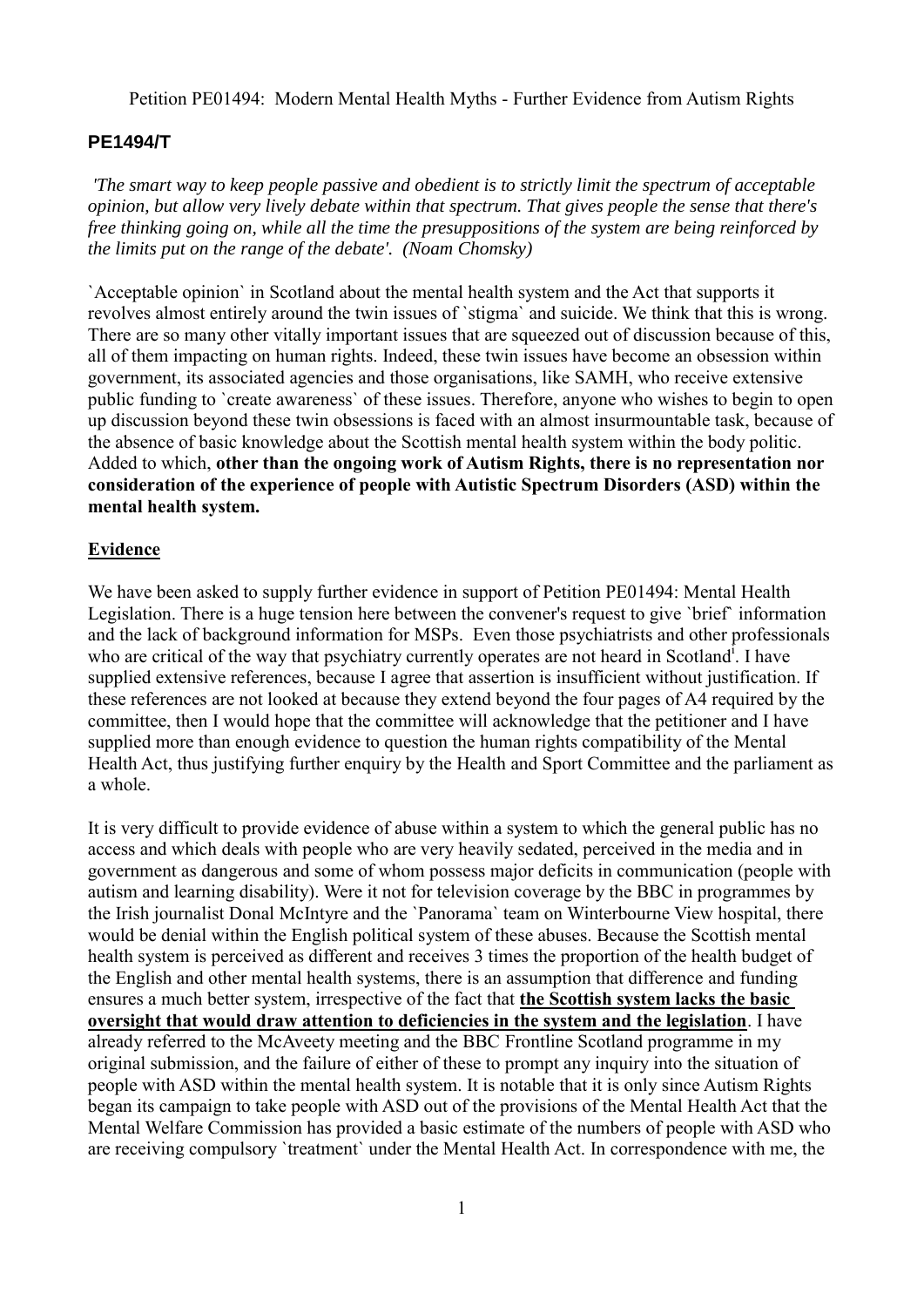Petition PE01494: Modern Mental Health Myths - Further Evidence from Autism Rights

## PE1494/T

*'The smart way to keep people passive and obedient is to strictly limit the spectrum of acceptable opinion, but allow very lively debate within that spectrum. That gives people the sense that there's free thinking going on, while all the time the presuppositions of the system are being reinforced by the limits put on the range of the debate'. (Noam Chomsky)*

`Acceptable opinion` in Scotland about the mental health system and the Act that supports it revolves almost entirely around the twin issues of `stigma` and suicide. We think that this is wrong. There are so many other vitally important issues that are squeezed out of discussion because of this, all of them impacting on human rights. Indeed, these twin issues have become an obsession within government, its associated agencies and those organisations, like SAMH, who receive extensive public funding to `create awareness` of these issues. Therefore, anyone who wishes to begin to open up discussion beyond these twin obsessions is faced with an almost insurmountable task, because of the absence of basic knowledge about the Scottish mental health system within the body politic. Added to which, **other than the ongoing work of Autism Rights, there is no representation nor consideration of the experience of people with Autistic Spectrum Disorders (ASD) within the mental health system.**

### Evidence

We have been asked to supply further evidence in support of Petition PE01494: Mental Health Legislation. There is a huge tension here between the convener's request to give `brief` information and the lack of background information for MSPs. Even those psychiatrists and other professionals who are critical of the way that psychiatry currently operates are not heard in Scotland[i]. I have supplied extensive references, because I agree that assertion is insufficient without justification. If these references are not looked at because they extend beyond the four pages of A4 required by the committee, then I would hope that the committee will acknowledge that the petitioner and I have supplied more than enough evidence to question the human rights compatibility of the Mental Health Act, thus justifying further enquiry by the Health and Sport Committee and the parliament as a whole.

It is very difficult to provide evidence of abuse within a system to which the general public has no access and which deals with people who are very heavily sedated, perceived in the media and in government as dangerous and some of whom possess major deficits in communication (people with autism and learning disability). Were it not for television coverage by the BBC in programmes by the Irish journalist Donal McIntyre and the `Panorama` team on Winterbourne View hospital, there would be denial within the English political system of these abuses. Because the Scottish mental health system is perceived as different and receives 3 times the proportion of the health budget of the English and other mental health systems, there is an assumption that difference and funding ensures a much better system, irrespective of the fact that **the Scottish system lacks the basic oversight that would draw attention to deficiencies in the system and the legislation**. I have already referred to the McAveety meeting and the BBC Frontline Scotland programme in my original submission, and the failure of either of these to prompt any inquiry into the situation of people with ASD within the mental health system. It is notable that it is only since Autism Rights began its campaign to take people with ASD out of the provisions of the Mental Health Act that the Mental Welfare Commission has provided a basic estimate of the numbers of people with ASD who are receiving compulsory `treatment` under the Mental Health Act. In correspondence with me, the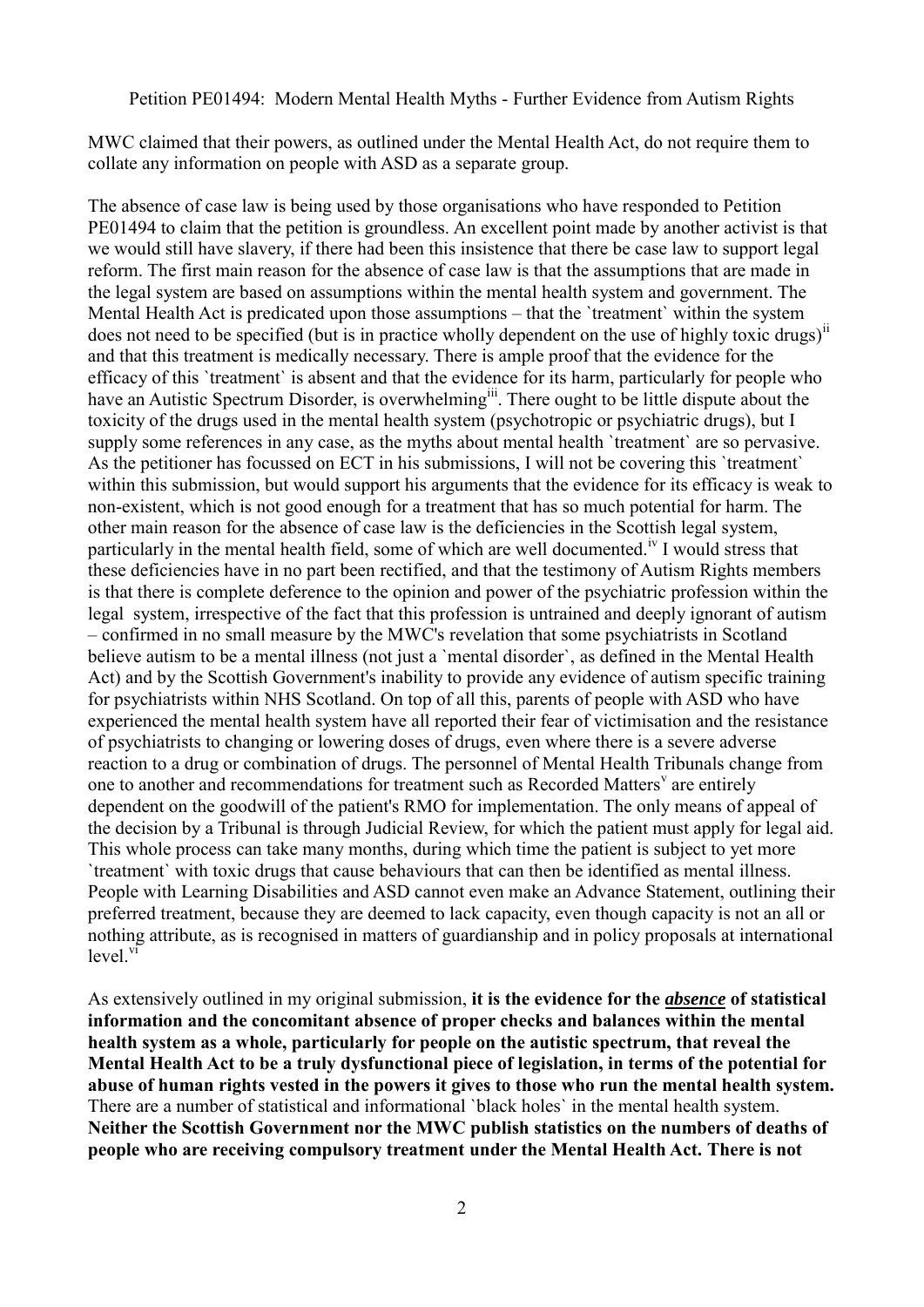Petition PE01494: Modern Mental Health Myths - Further Evidence from Autism Rights

MWC claimed that their powers, as outlined under the Mental Health Act, do not require them to collate any information on people with ASD as a separate group.

The absence of case law is being used by those organisations who have responded to Petition PE01494 to claim that the petition is groundless. An excellent point made by another activist is that we would still have slavery, if there had been this insistence that there be case law to support legal reform. The first main reason for the absence of case law is that the assumptions that are made in the legal system are based on assumptions within the mental health system and government. The Mental Health Act is predicated upon those assumptions – that the `treatment` within the system does not need to be specified (but is in practice wholly dependent on the use of highly toxic drugs)[ii] and that this treatment is medically necessary. There is ample proof that the evidence for the efficacy of this `treatment` is absent and that the evidence for its harm, particularly for people who have an Autistic Spectrum Disorder, is overwhelming[iii]. There ought to be little dispute about the toxicity of the drugs used in the mental health system (psychotropic or psychiatric drugs), but I supply some references in any case, as the myths about mental health `treatment` are so pervasive. As the petitioner has focussed on ECT in his submissions, I will not be covering this `treatment` within this submission, but would support his arguments that the evidence for its efficacy is weak to non-existent, which is not good enough for a treatment that has so much potential for harm. The other main reason for the absence of case law is the deficiencies in the Scottish legal system, particularly in the mental health field, some of which are well documented.[iv] I would stress that these deficiencies have in no part been rectified, and that the testimony of Autism Rights members is that there is complete deference to the opinion and power of the psychiatric profession within the legal system, irrespective of the fact that this profession is untrained and deeply ignorant of autism – confirmed in no small measure by the MWC's revelation that some psychiatrists in Scotland believe autism to be a mental illness (not just a `mental disorder`, as defined in the Mental Health Act) and by the Scottish Government's inability to provide any evidence of autism specific training for psychiatrists within NHS Scotland. On top of all this, parents of people with ASD who have experienced the mental health system have all reported their fear of victimisation and the resistance of psychiatrists to changing or lowering doses of drugs, even where there is a severe adverse reaction to a drug or combination of drugs. The personnel of Mental Health Tribunals change from one to another and recommendations for treatment such as Recorded Matters[v] are entirely dependent on the goodwill of the patient's RMO for implementation. The only means of appeal of the decision by a Tribunal is through Judicial Review, for which the patient must apply for legal aid. This whole process can take many months, during which time the patient is subject to yet more `treatment` with toxic drugs that cause behaviours that can then be identified as mental illness. People with Learning Disabilities and ASD cannot even make an Advance Statement, outlining their preferred treatment, because they are deemed to lack capacity, even though capacity is not an all or nothing attribute, as is recognised in matters of guardianship and in policy proposals at international level.[vi]

As extensively outlined in my original submission, **it is the evidence for the *absence* of statistical information and the concomitant absence of proper checks and balances within the mental health system as a whole, particularly for people on the autistic spectrum, that reveal the Mental Health Act to be a truly dysfunctional piece of legislation, in terms of the potential for abuse of human rights vested in the powers it gives to those who run the mental health system.** There are a number of statistical and informational `black holes` in the mental health system. **Neither the Scottish Government nor the MWC publish statistics on the numbers of deaths of people who are receiving compulsory treatment under the Mental Health Act. There is not**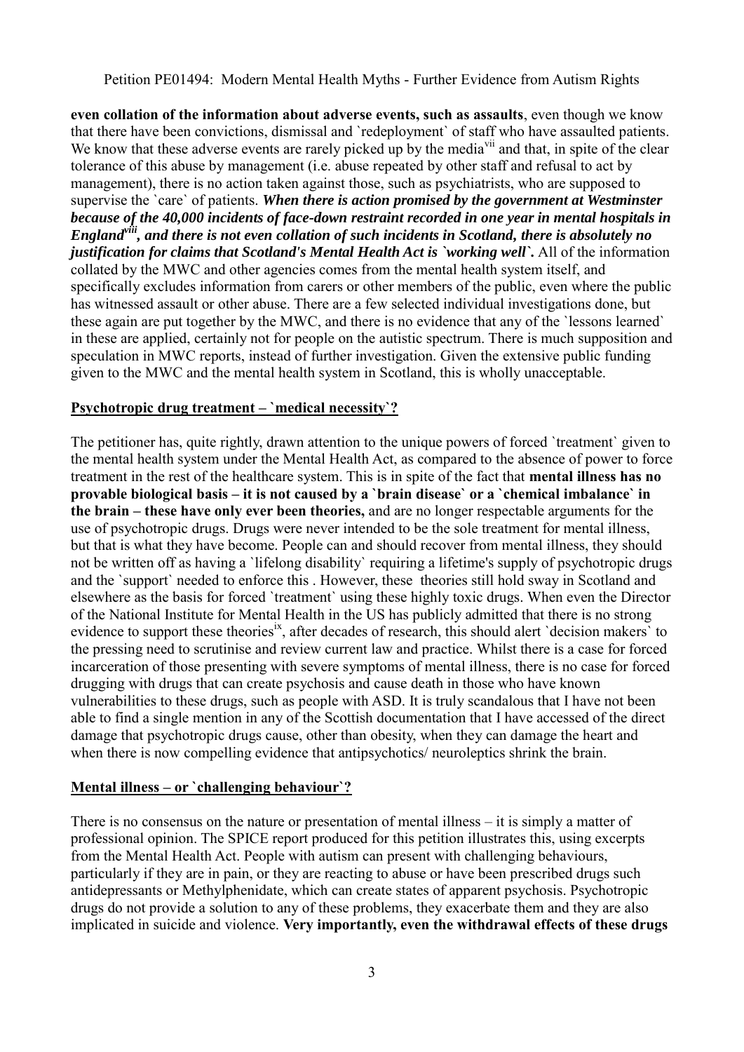**even collation of the information about adverse events, such as assaults**, even though we know that there have been convictions, dismissal and `redeployment` of staff who have assaulted patients. We know that these adverse events are rarely picked up by the media[vii] and that, in spite of the clear tolerance of this abuse by management (i.e. abuse repeated by other staff and refusal to act by management), there is no action taken against those, such as psychiatrists, who are supposed to supervise the `care` of patients. ***When there is action promised by the government at Westminster because of the 40,000 incidents of face-down restraint recorded in one year in mental hospitals in England[viii], and there is not even collation of such incidents in Scotland, there is absolutely no justification for claims that Scotland's Mental Health Act is `working well`.*** All of the information collated by the MWC and other agencies comes from the mental health system itself, and specifically excludes information from carers or other members of the public, even where the public has witnessed assault or other abuse. There are a few selected individual investigations done, but these again are put together by the MWC, and there is no evidence that any of the `lessons learned` in these are applied, certainly not for people on the autistic spectrum. There is much supposition and speculation in MWC reports, instead of further investigation. Given the extensive public funding given to the MWC and the mental health system in Scotland, this is wholly unacceptable.

## Psychotropic drug treatment – `medical necessity`?

The petitioner has, quite rightly, drawn attention to the unique powers of forced `treatment` given to the mental health system under the Mental Health Act, as compared to the absence of power to force treatment in the rest of the healthcare system. This is in spite of the fact that **mental illness has no provable biological basis – it is not caused by a `brain disease` or a `chemical imbalance` in the brain – these have only ever been theories,** and are no longer respectable arguments for the use of psychotropic drugs. Drugs were never intended to be the sole treatment for mental illness, but that is what they have become. People can and should recover from mental illness, they should not be written off as having a `lifelong disability` requiring a lifetime's supply of psychotropic drugs and the `support` needed to enforce this . However, these theories still hold sway in Scotland and elsewhere as the basis for forced `treatment` using these highly toxic drugs. When even the Director of the National Institute for Mental Health in the US has publicly admitted that there is no strong evidence to support these theories[ix], after decades of research, this should alert `decision makers` to the pressing need to scrutinise and review current law and practice. Whilst there is a case for forced incarceration of those presenting with severe symptoms of mental illness, there is no case for forced drugging with drugs that can create psychosis and cause death in those who have known vulnerabilities to these drugs, such as people with ASD. It is truly scandalous that I have not been able to find a single mention in any of the Scottish documentation that I have accessed of the direct damage that psychotropic drugs cause, other than obesity, when they can damage the heart and when there is now compelling evidence that antipsychotics/ neuroleptics shrink the brain.

## Mental illness – or `challenging behaviour`?

There is no consensus on the nature or presentation of mental illness – it is simply a matter of professional opinion. The SPICE report produced for this petition illustrates this, using excerpts from the Mental Health Act. People with autism can present with challenging behaviours, particularly if they are in pain, or they are reacting to abuse or have been prescribed drugs such antidepressants or Methylphenidate, which can create states of apparent psychosis. Psychotropic drugs do not provide a solution to any of these problems, they exacerbate them and they are also implicated in suicide and violence. **Very importantly, even the withdrawal effects of these drugs**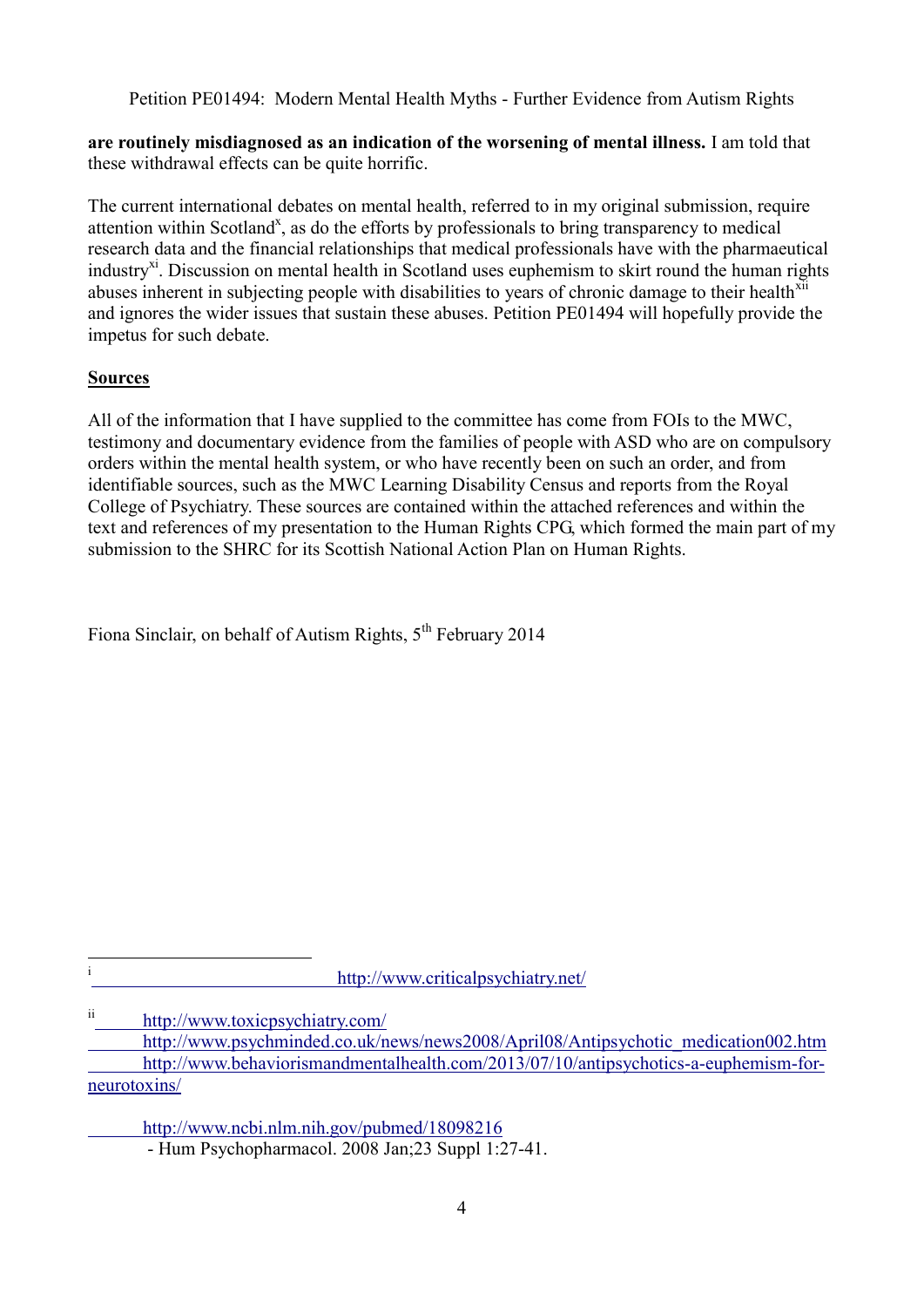**are routinely misdiagnosed as an indication of the worsening of mental illness.** I am told that these withdrawal effects can be quite horrific.

The current international debates on mental health, referred to in my original submission, require attention within Scotland[x], as do the efforts by professionals to bring transparency to medical research data and the financial relationships that medical professionals have with the pharmaceutical industry[xi]. Discussion on mental health in Scotland uses euphemism to skirt round the human rights abuses inherent in subjecting people with disabilities to years of chronic damage to their health[xii] and ignores the wider issues that sustain these abuses. Petition PE01494 will hopefully provide the impetus for such debate.

## Sources

All of the information that I have supplied to the committee has come from FOIs to the MWC, testimony and documentary evidence from the families of people with ASD who are on compulsory orders within the mental health system, or who have recently been on such an order, and from identifiable sources, such as the MWC Learning Disability Census and reports from the Royal College of Psychiatry. These sources are contained within the attached references and within the text and references of my presentation to the Human Rights CPG, which formed the main part of my submission to the SHRC for its Scottish National Action Plan on Human Rights.

Fiona Sinclair, on behalf of Autism Rights, 5th February 2014

---

[i] http://www.criticalpsychiatry.net/

[ii] http://www.toxicpsychiatry.com/
http://www.psychminded.co.uk/news/news2008/April08/Antipsychotic_medication002.htm
http://www.behaviorismandmentalhealth.com/2013/07/10/antipsychotics-a-euphemism-for-neurotoxins/

http://www.ncbi.nlm.nih.gov/pubmed/18098216
- Hum Psychopharmacol. 2008 Jan;23 Suppl 1:27-41.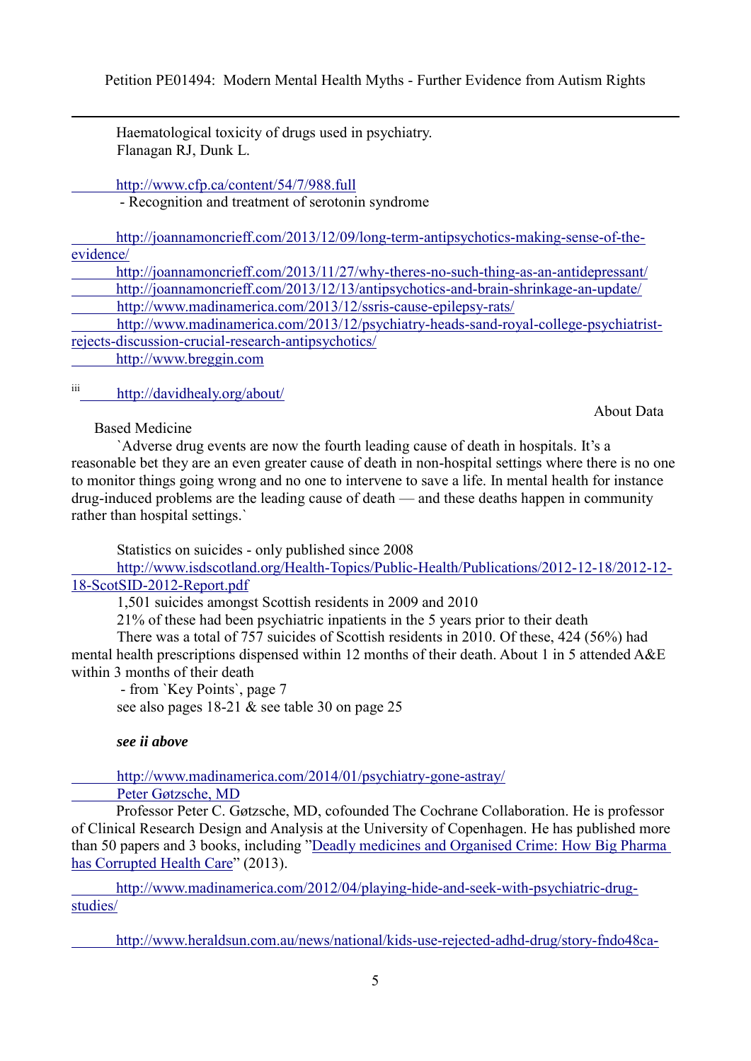Haematological toxicity of drugs used in psychiatry.
Flanagan RJ, Dunk L.

http://www.cfp.ca/content/54/7/988.full
- Recognition and treatment of serotonin syndrome

http://joannamoncrieff.com/2013/12/09/long-term-antipsychotics-making-sense-of-the-evidence/
http://joannamoncrieff.com/2013/11/27/why-theres-no-such-thing-as-an-antidepressant/
http://joannamoncrieff.com/2013/12/13/antipsychotics-and-brain-shrinkage-an-update/
http://www.madinamerica.com/2013/12/ssris-cause-epilepsy-rats/
http://www.madinamerica.com/2013/12/psychiatry-heads-sand-royal-college-psychiatrist-rejects-discussion-crucial-research-antipsychotics/
http://www.breggin.com

[iii] http://davidhealy.org/about/

About Data Based Medicine

`Adverse drug events are now the fourth leading cause of death in hospitals. It's a reasonable bet they are an even greater cause of death in non-hospital settings where there is no one to monitor things going wrong and no one to intervene to save a life. In mental health for instance drug-induced problems are the leading cause of death — and these deaths happen in community rather than hospital settings.`

Statistics on suicides - only published since 2008
http://www.isdscotland.org/Health-Topics/Public-Health/Publications/2012-12-18/2012-12-18-ScotSID-2012-Report.pdf
1,501 suicides amongst Scottish residents in 2009 and 2010
21% of these had been psychiatric inpatients in the 5 years prior to their death
There was a total of 757 suicides of Scottish residents in 2010. Of these, 424 (56%) had mental health prescriptions dispensed within 12 months of their death. About 1 in 5 attended A&E within 3 months of their death
- from `Key Points`, page 7
see also pages 18-21 & see table 30 on page 25

***see ii above***

http://www.madinamerica.com/2014/01/psychiatry-gone-astray/
Peter Gøtzsche, MD
Professor Peter C. Gøtzsche, MD, cofounded The Cochrane Collaboration. He is professor of Clinical Research Design and Analysis at the University of Copenhagen. He has published more than 50 papers and 3 books, including "Deadly medicines and Organised Crime: How Big Pharma has Corrupted Health Care" (2013).

http://www.madinamerica.com/2012/04/playing-hide-and-seek-with-psychiatric-drug-studies/

http://www.heraldsun.com.au/news/national/kids-use-rejected-adhd-drug/story-fndo48ca-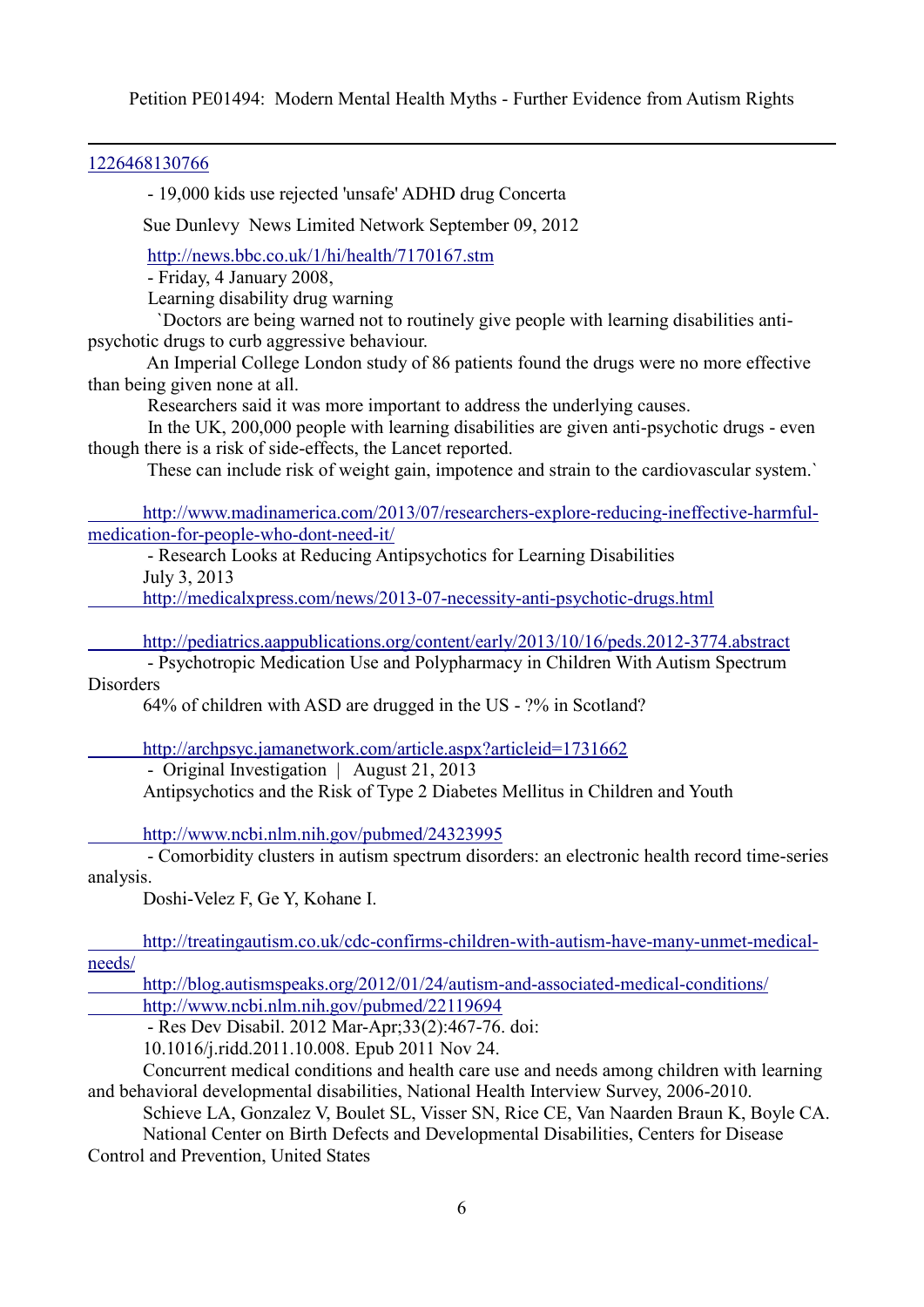1226468130766

- 19,000 kids use rejected 'unsafe' ADHD drug Concerta

Sue Dunlevy News Limited Network September 09, 2012

http://news.bbc.co.uk/1/hi/health/7170167.stm

- Friday, 4 January 2008,

Learning disability drug warning

`Doctors are being warned not to routinely give people with learning disabilities anti-psychotic drugs to curb aggressive behaviour.

An Imperial College London study of 86 patients found the drugs were no more effective than being given none at all.

Researchers said it was more important to address the underlying causes.

In the UK, 200,000 people with learning disabilities are given anti-psychotic drugs - even though there is a risk of side-effects, the Lancet reported.

These can include risk of weight gain, impotence and strain to the cardiovascular system.`

http://www.madinamerica.com/2013/07/researchers-explore-reducing-ineffective-harmful-medication-for-people-who-dont-need-it/

- Research Looks at Reducing Antipsychotics for Learning Disabilities

July 3, 2013

http://medicalxpress.com/news/2013-07-necessity-anti-psychotic-drugs.html

http://pediatrics.aappublications.org/content/early/2013/10/16/peds.2012-3774.abstract

- Psychotropic Medication Use and Polypharmacy in Children With Autism Spectrum Disorders

64% of children with ASD are drugged in the US - ?% in Scotland?

http://archpsyc.jamanetwork.com/article.aspx?articleid=1731662

- Original Investigation | August 21, 2013

Antipsychotics and the Risk of Type 2 Diabetes Mellitus in Children and Youth

http://www.ncbi.nlm.nih.gov/pubmed/24323995

- Comorbidity clusters in autism spectrum disorders: an electronic health record time-series analysis.

Doshi-Velez F, Ge Y, Kohane I.

http://treatingautism.co.uk/cdc-confirms-children-with-autism-have-many-unmet-medical-needs/

http://blog.autismspeaks.org/2012/01/24/autism-and-associated-medical-conditions/

http://www.ncbi.nlm.nih.gov/pubmed/22119694

- Res Dev Disabil. 2012 Mar-Apr;33(2):467-76. doi:

10.1016/j.ridd.2011.10.008. Epub 2011 Nov 24.

Concurrent medical conditions and health care use and needs among children with learning and behavioral developmental disabilities, National Health Interview Survey, 2006-2010.

Schieve LA, Gonzalez V, Boulet SL, Visser SN, Rice CE, Van Naarden Braun K, Boyle CA.

National Center on Birth Defects and Developmental Disabilities, Centers for Disease Control and Prevention, United States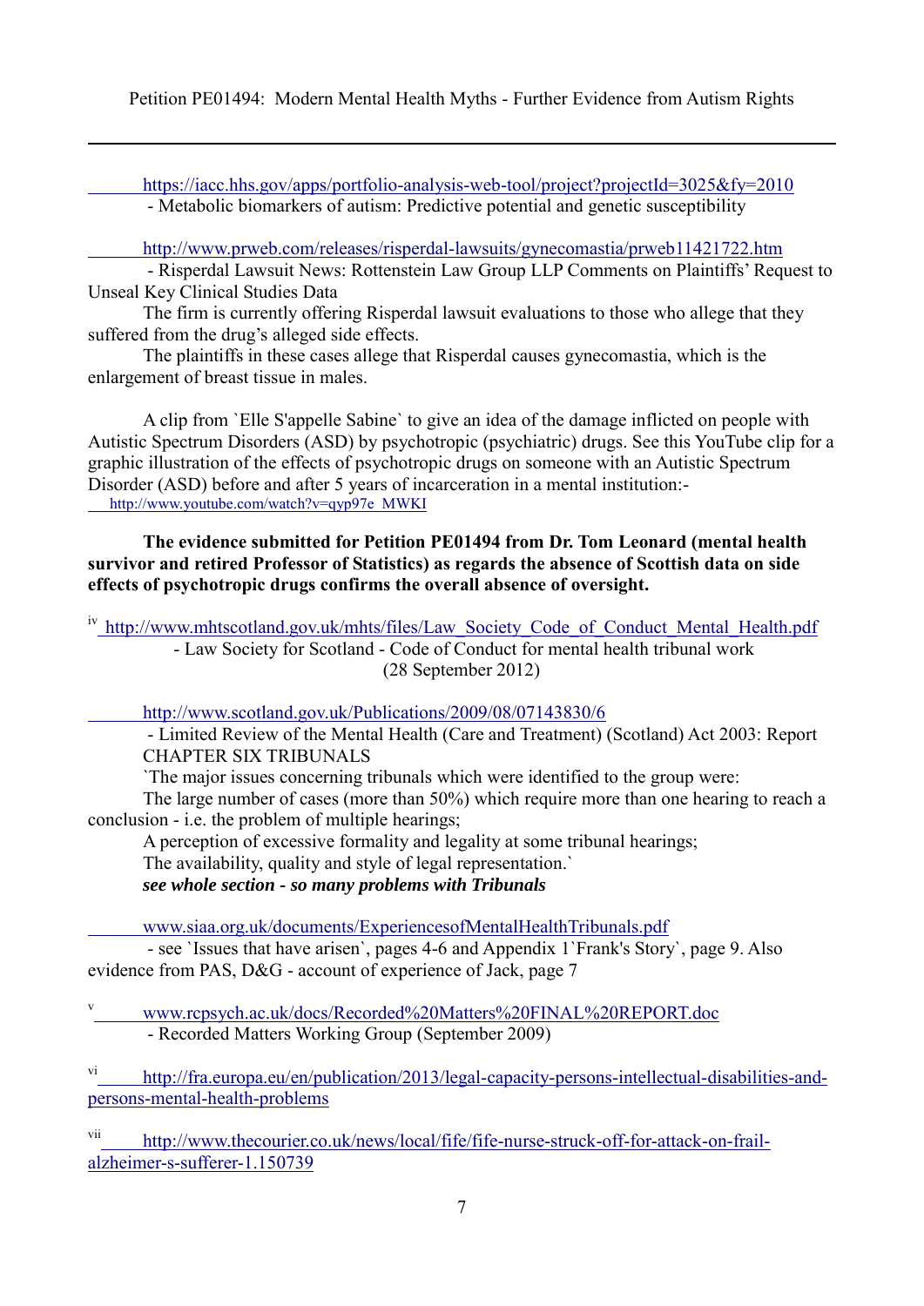https://iacc.hhs.gov/apps/portfolio-analysis-web-tool/project?projectId=3025&fy=2010
- Metabolic biomarkers of autism: Predictive potential and genetic susceptibility

http://www.prweb.com/releases/risperdal-lawsuits/gynecomastia/prweb11421722.htm
- Risperdal Lawsuit News: Rottenstein Law Group LLP Comments on Plaintiffs' Request to Unseal Key Clinical Studies Data

The firm is currently offering Risperdal lawsuit evaluations to those who allege that they suffered from the drug's alleged side effects.

The plaintiffs in these cases allege that Risperdal causes gynecomastia, which is the enlargement of breast tissue in males.

A clip from `Elle S'appelle Sabine` to give an idea of the damage inflicted on people with Autistic Spectrum Disorders (ASD) by psychotropic (psychiatric) drugs. See this YouTube clip for a graphic illustration of the effects of psychotropic drugs on someone with an Autistic Spectrum Disorder (ASD) before and after 5 years of incarceration in a mental institution:-
http://www.youtube.com/watch?v=qyp97e_MWKI

**The evidence submitted for Petition PE01494 from Dr. Tom Leonard (mental health survivor and retired Professor of Statistics) as regards the absence of Scottish data on side effects of psychotropic drugs confirms the overall absence of oversight.**

[iv] http://www.mhtscotland.gov.uk/mhts/files/Law_Society_Code_of_Conduct_Mental_Health.pdf
- Law Society for Scotland - Code of Conduct for mental health tribunal work
(28 September 2012)

http://www.scotland.gov.uk/Publications/2009/08/07143830/6
- Limited Review of the Mental Health (Care and Treatment) (Scotland) Act 2003: Report
CHAPTER SIX TRIBUNALS

`The major issues concerning tribunals which were identified to the group were:

The large number of cases (more than 50%) which require more than one hearing to reach a conclusion - i.e. the problem of multiple hearings;

A perception of excessive formality and legality at some tribunal hearings;

The availability, quality and style of legal representation.`

***see whole section - so many problems with Tribunals***

www.siaa.org.uk/documents/ExperiencesofMentalHealthTribunals.pdf
- see `Issues that have arisen`, pages 4-6 and Appendix 1`Frank's Story`, page 9. Also evidence from PAS, D&G - account of experience of Jack, page 7

[v] www.rcpsych.ac.uk/docs/Recorded%20Matters%20FINAL%20REPORT.doc
- Recorded Matters Working Group (September 2009)

[vi] http://fra.europa.eu/en/publication/2013/legal-capacity-persons-intellectual-disabilities-and-persons-mental-health-problems

[vii] http://www.thecourier.co.uk/news/local/fife/fife-nurse-struck-off-for-attack-on-frail-alzheimer-s-sufferer-1.150739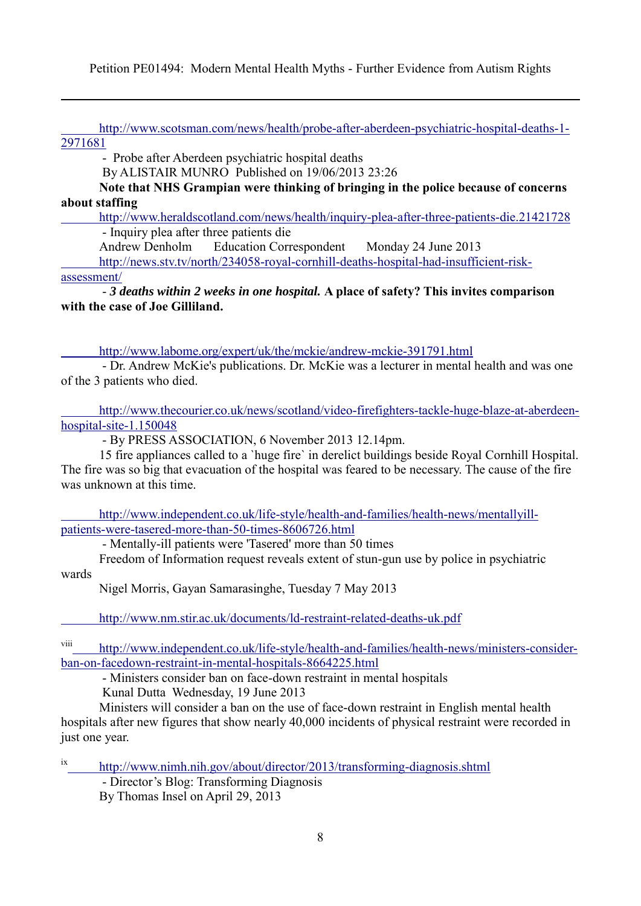http://www.scotsman.com/news/health/probe-after-aberdeen-psychiatric-hospital-deaths-1-2971681

- Probe after Aberdeen psychiatric hospital deaths

By ALISTAIR MUNRO Published on 19/06/2013 23:26

**Note that NHS Grampian were thinking of bringing in the police because of concerns about staffing**

http://www.heraldscotland.com/news/health/inquiry-plea-after-three-patients-die.21421728

- Inquiry plea after three patients die

Andrew Denholm Education Correspondent Monday 24 June 2013

http://news.stv.tv/north/234058-royal-cornhill-deaths-hospital-had-insufficient-risk-assessment/

- ***3 deaths within 2 weeks in one hospital.*** **A place of safety? This invites comparison with the case of Joe Gilliland.**

http://www.labome.org/expert/uk/the/mckie/andrew-mckie-391791.html

- Dr. Andrew McKie's publications. Dr. McKie was a lecturer in mental health and was one of the 3 patients who died.

http://www.thecourier.co.uk/news/scotland/video-firefighters-tackle-huge-blaze-at-aberdeen-hospital-site-1.150048

- By PRESS ASSOCIATION, 6 November 2013 12.14pm.

15 fire appliances called to a `huge fire` in derelict buildings beside Royal Cornhill Hospital. The fire was so big that evacuation of the hospital was feared to be necessary. The cause of the fire was unknown at this time.

http://www.independent.co.uk/life-style/health-and-families/health-news/mentallyill-patients-were-tasered-more-than-50-times-8606726.html

- Mentally-ill patients were 'Tasered' more than 50 times

Freedom of Information request reveals extent of stun-gun use by police in psychiatric wards

Nigel Morris, Gayan Samarasinghe, Tuesday 7 May 2013

http://www.nm.stir.ac.uk/documents/ld-restraint-related-deaths-uk.pdf

[viii] http://www.independent.co.uk/life-style/health-and-families/health-news/ministers-consider-ban-on-facedown-restraint-in-mental-hospitals-8664225.html

- Ministers consider ban on face-down restraint in mental hospitals

Kunal Dutta Wednesday, 19 June 2013

Ministers will consider a ban on the use of face-down restraint in English mental health hospitals after new figures that show nearly 40,000 incidents of physical restraint were recorded in just one year.

[ix] http://www.nimh.nih.gov/about/director/2013/transforming-diagnosis.shtml

- Director's Blog: Transforming Diagnosis

By Thomas Insel on April 29, 2013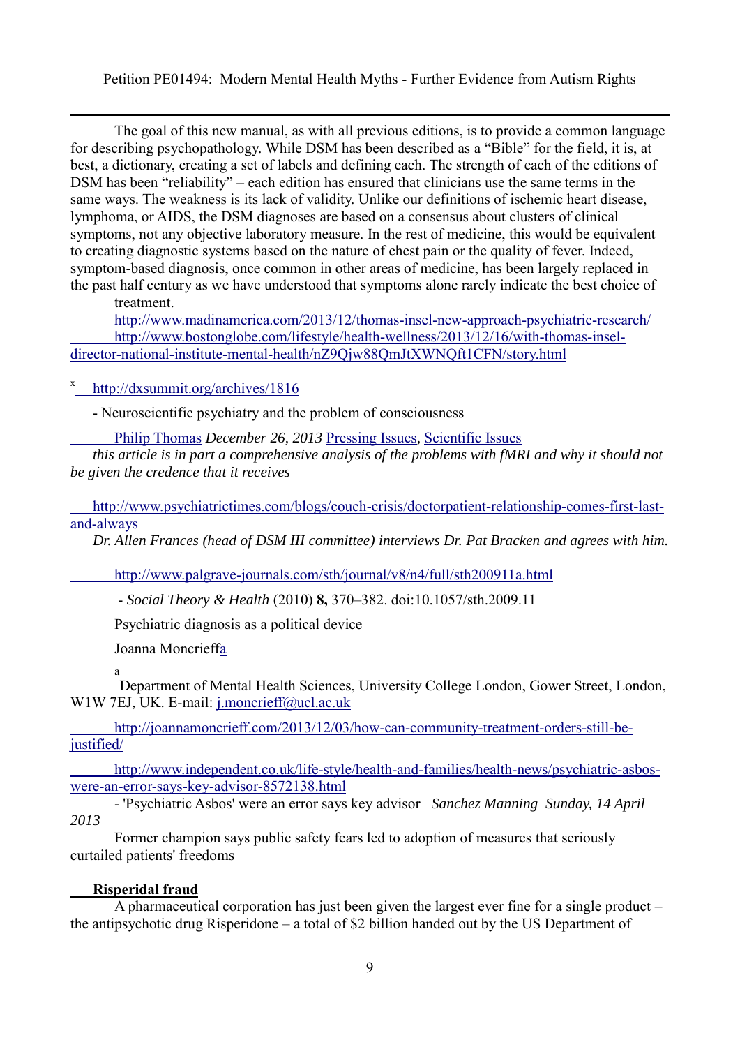The goal of this new manual, as with all previous editions, is to provide a common language for describing psychopathology. While DSM has been described as a "Bible" for the field, it is, at best, a dictionary, creating a set of labels and defining each. The strength of each of the editions of DSM has been "reliability" – each edition has ensured that clinicians use the same terms in the same ways. The weakness is its lack of validity. Unlike our definitions of ischemic heart disease, lymphoma, or AIDS, the DSM diagnoses are based on a consensus about clusters of clinical symptoms, not any objective laboratory measure. In the rest of medicine, this would be equivalent to creating diagnostic systems based on the nature of chest pain or the quality of fever. Indeed, symptom-based diagnosis, once common in other areas of medicine, has been largely replaced in the past half century as we have understood that symptoms alone rarely indicate the best choice of treatment.

http://www.madinamerica.com/2013/12/thomas-insel-new-approach-psychiatric-research/

http://www.bostonglobe.com/lifestyle/health-wellness/2013/12/16/with-thomas-insel-director-national-institute-mental-health/nZ9Qjw88QmJtXWNQft1CFN/story.html

[x] http://dxsummit.org/archives/1816

- Neuroscientific psychiatry and the problem of consciousness

Philip Thomas *December 26, 2013* Pressing Issues, Scientific Issues

*this article is in part a comprehensive analysis of the problems with fMRI and why it should not be given the credence that it receives*

http://www.psychiatrictimes.com/blogs/couch-crisis/doctorpatient-relationship-comes-first-last-and-always

*Dr. Allen Frances (head of DSM III committee) interviews Dr. Pat Bracken and agrees with him.*

http://www.palgrave-journals.com/sth/journal/v8/n4/full/sth200911a.html

- *Social Theory & Health* (2010) **8,** 370–382. doi:10.1057/sth.2009.11

Psychiatric diagnosis as a political device

Joanna Moncrieff[a]

[a] Department of Mental Health Sciences, University College London, Gower Street, London, W1W 7EJ, UK. E-mail: j.moncrieff@ucl.ac.uk

http://joannamoncrieff.com/2013/12/03/how-can-community-treatment-orders-still-be-justified/

http://www.independent.co.uk/life-style/health-and-families/health-news/psychiatric-asbos-were-an-error-says-key-advisor-8572138.html

- 'Psychiatric Asbos' were an error says key advisor *Sanchez Manning Sunday, 14 April 2013*

Former champion says public safety fears led to adoption of measures that seriously curtailed patients' freedoms

**Risperidal fraud**

A pharmaceutical corporation has just been given the largest ever fine for a single product – the antipsychotic drug Risperidone – a total of $2 billion handed out by the US Department of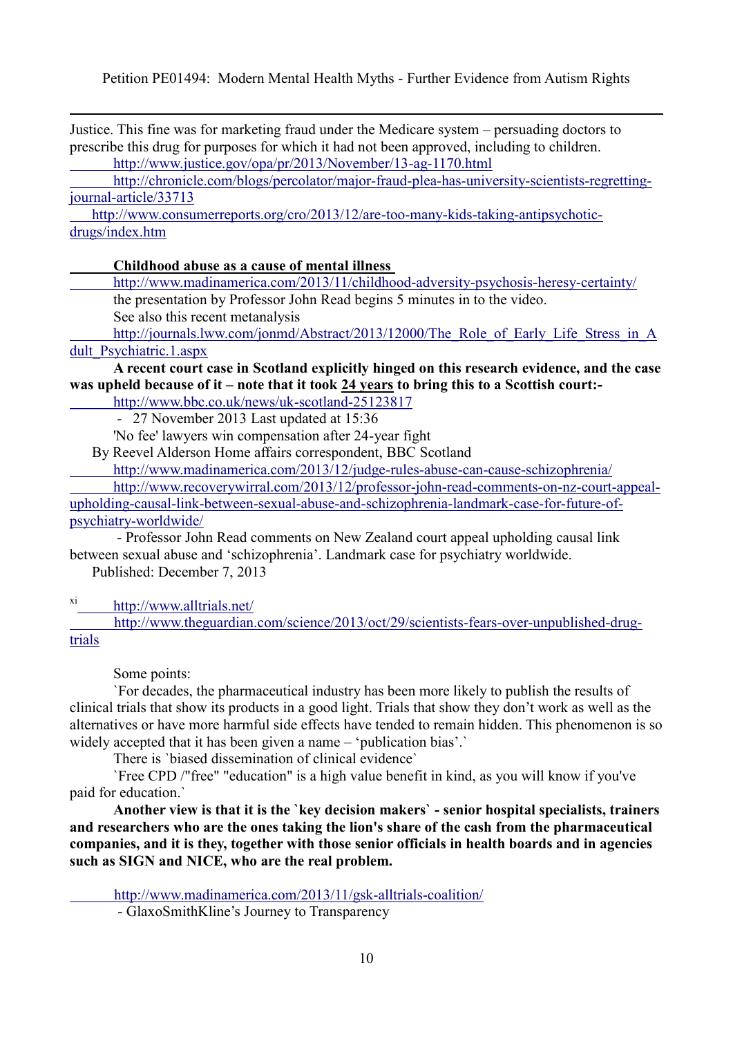Justice. This fine was for marketing fraud under the Medicare system – persuading doctors to prescribe this drug for purposes for which it had not been approved, including to children.

http://www.justice.gov/opa/pr/2013/November/13-ag-1170.html

http://chronicle.com/blogs/percolator/major-fraud-plea-has-university-scientists-regretting-journal-article/33713

http://www.consumerreports.org/cro/2013/12/are-too-many-kids-taking-antipsychotic-drugs/index.htm

**Childhood abuse as a cause of mental illness**

http://www.madinamerica.com/2013/11/childhood-adversity-psychosis-heresy-certainty/

the presentation by Professor John Read begins 5 minutes in to the video.

See also this recent metanalysis

http://journals.lww.com/jonmd/Abstract/2013/12000/The_Role_of_Early_Life_Stress_in_Adult_Psychiatric.1.aspx

**A recent court case in Scotland explicitly hinged on this research evidence, and the case was upheld because of it – note that it took 24 years to bring this to a Scottish court:-**

http://www.bbc.co.uk/news/uk-scotland-25123817

- 27 November 2013 Last updated at 15:36

'No fee' lawyers win compensation after 24-year fight

By Reevel Alderson Home affairs correspondent, BBC Scotland

http://www.madinamerica.com/2013/12/judge-rules-abuse-can-cause-schizophrenia/

http://www.recoverywirral.com/2013/12/professor-john-read-comments-on-nz-court-appeal-upholding-causal-link-between-sexual-abuse-and-schizophrenia-landmark-case-for-future-of-psychiatry-worldwide/

- Professor John Read comments on New Zealand court appeal upholding causal link between sexual abuse and 'schizophrenia'. Landmark case for psychiatry worldwide.

Published: December 7, 2013

[xi] http://www.alltrials.net/

http://www.theguardian.com/science/2013/oct/29/scientists-fears-over-unpublished-drug-trials

Some points:

`For decades, the pharmaceutical industry has been more likely to publish the results of clinical trials that show its products in a good light. Trials that show they don't work as well as the alternatives or have more harmful side effects have tended to remain hidden. This phenomenon is so widely accepted that it has been given a name – 'publication bias'.`

There is `biased dissemination of clinical evidence`

`Free CPD /"free" "education" is a high value benefit in kind, as you will know if you've paid for education.`

**Another view is that it is the `key decision makers` - senior hospital specialists, trainers and researchers who are the ones taking the lion's share of the cash from the pharmaceutical companies, and it is they, together with those senior officials in health boards and in agencies such as SIGN and NICE, who are the real problem.**

http://www.madinamerica.com/2013/11/gsk-alltrials-coalition/

- GlaxoSmithKline's Journey to Transparency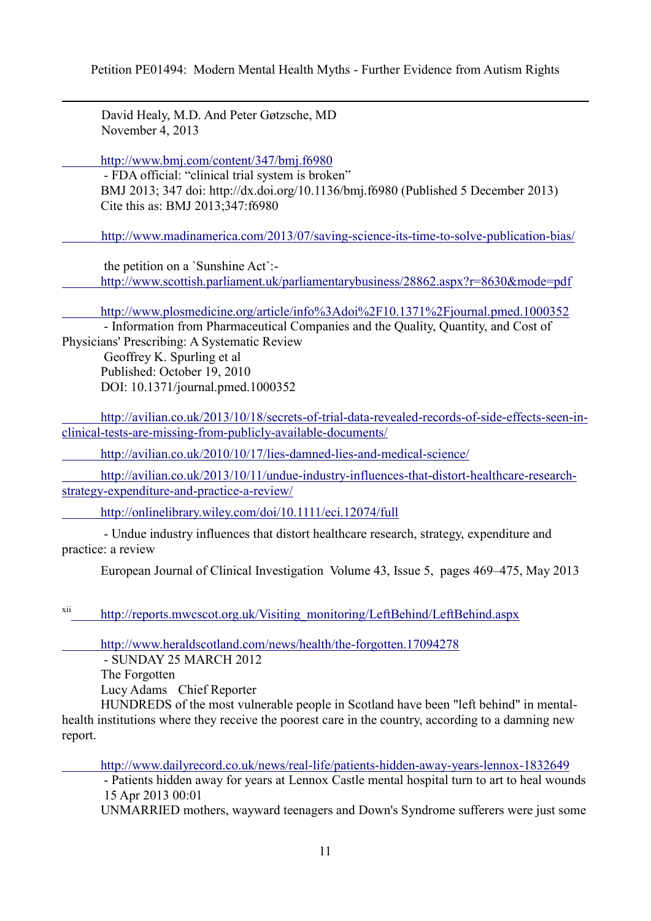David Healy, M.D. And Peter Gøtzsche, MD
November 4, 2013

http://www.bmj.com/content/347/bmj.f6980
- FDA official: "clinical trial system is broken"
BMJ 2013; 347 doi: http://dx.doi.org/10.1136/bmj.f6980 (Published 5 December 2013)
Cite this as: BMJ 2013;347:f6980

http://www.madinamerica.com/2013/07/saving-science-its-time-to-solve-publication-bias/

the petition on a `Sunshine Act`:-
http://www.scottish.parliament.uk/parliamentarybusiness/28862.aspx?r=8630&mode=pdf

http://www.plosmedicine.org/article/info%3Adoi%2F10.1371%2Fjournal.pmed.1000352
- Information from Pharmaceutical Companies and the Quality, Quantity, and Cost of Physicians' Prescribing: A Systematic Review
Geoffrey K. Spurling et al
Published: October 19, 2010
DOI: 10.1371/journal.pmed.1000352

http://avilian.co.uk/2013/10/18/secrets-of-trial-data-revealed-records-of-side-effects-seen-in-clinical-tests-are-missing-from-publicly-available-documents/

http://avilian.co.uk/2010/10/17/lies-damned-lies-and-medical-science/

http://avilian.co.uk/2013/10/11/undue-industry-influences-that-distort-healthcare-research-strategy-expenditure-and-practice-a-review/

http://onlinelibrary.wiley.com/doi/10.1111/eci.12074/full

- Undue industry influences that distort healthcare research, strategy, expenditure and practice: a review

European Journal of Clinical Investigation Volume 43, Issue 5, pages 469–475, May 2013

[xii] http://reports.mwcscot.org.uk/Visiting_monitoring/LeftBehind/LeftBehind.aspx

http://www.heraldscotland.com/news/health/the-forgotten.17094278
- SUNDAY 25 MARCH 2012
The Forgotten
Lucy Adams Chief Reporter
HUNDREDS of the most vulnerable people in Scotland have been "left behind" in mental-health institutions where they receive the poorest care in the country, according to a damning new report.

http://www.dailyrecord.co.uk/news/real-life/patients-hidden-away-years-lennox-1832649
- Patients hidden away for years at Lennox Castle mental hospital turn to art to heal wounds
15 Apr 2013 00:01
UNMARRIED mothers, wayward teenagers and Down's Syndrome sufferers were just some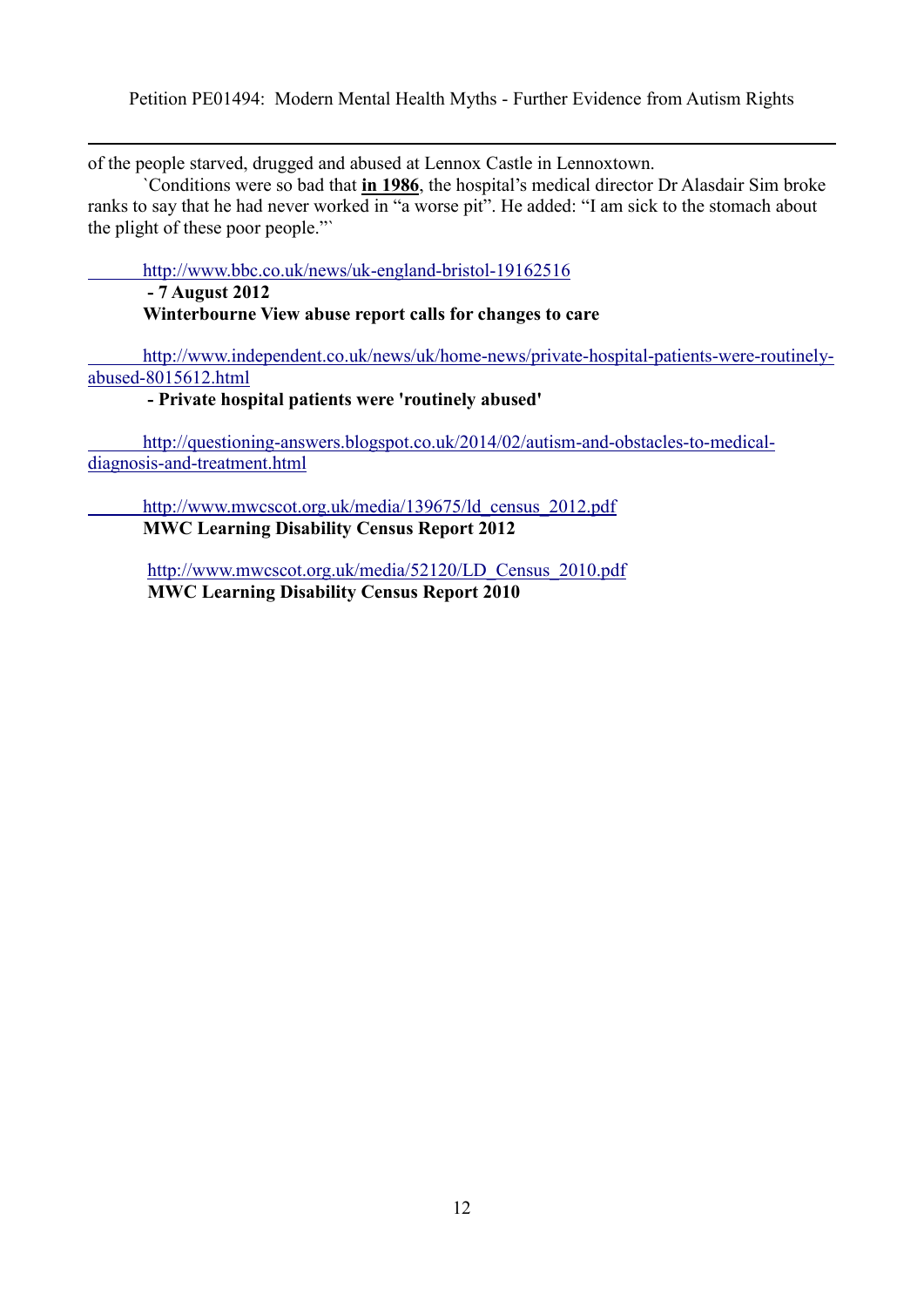of the people starved, drugged and abused at Lennox Castle in Lennoxtown.

`Conditions were so bad that **in 1986**, the hospital's medical director Dr Alasdair Sim broke ranks to say that he had never worked in "a worse pit". He added: "I am sick to the stomach about the plight of these poor people."`

http://www.bbc.co.uk/news/uk-england-bristol-19162516
**- 7 August 2012**
**Winterbourne View abuse report calls for changes to care**

http://www.independent.co.uk/news/uk/home-news/private-hospital-patients-were-routinely-abused-8015612.html
**- Private hospital patients were 'routinely abused'**

http://questioning-answers.blogspot.co.uk/2014/02/autism-and-obstacles-to-medical-diagnosis-and-treatment.html

http://www.mwcscot.org.uk/media/139675/ld_census_2012.pdf
**MWC Learning Disability Census Report 2012**

http://www.mwcscot.org.uk/media/52120/LD_Census_2010.pdf
**MWC Learning Disability Census Report 2010**